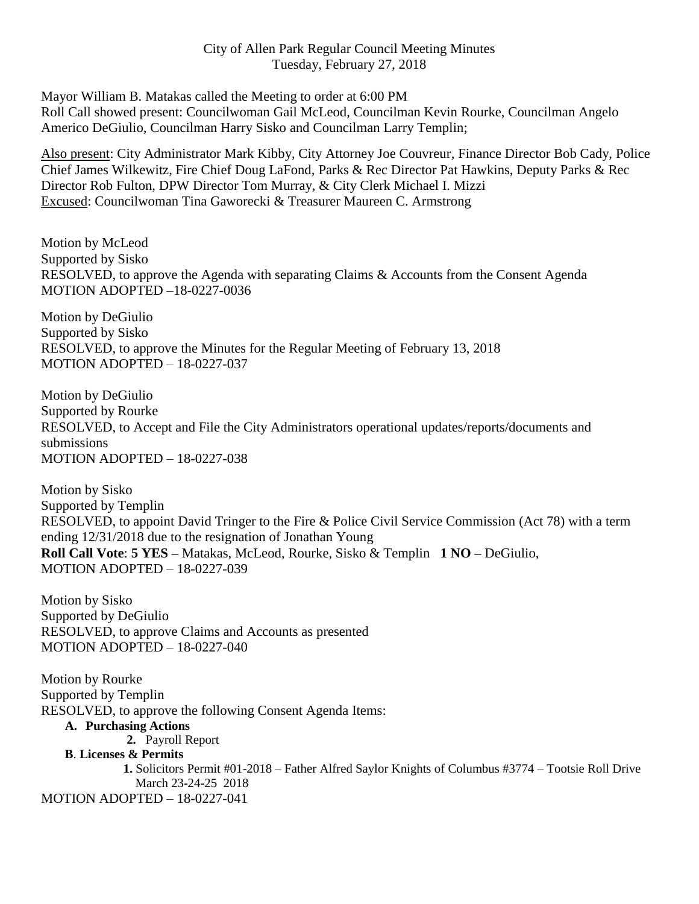City of Allen Park Regular Council Meeting Minutes
Tuesday, February 27, 2018

Mayor William B. Matakas called the Meeting to order at 6:00 PM
Roll Call showed present: Councilwoman Gail McLeod, Councilman Kevin Rourke, Councilman Angelo Americo DeGiulio, Councilman Harry Sisko and Councilman Larry Templin;

Also present: City Administrator Mark Kibby, City Attorney Joe Couvreur, Finance Director Bob Cady, Police Chief James Wilkewitz, Fire Chief Doug LaFond, Parks & Rec Director Pat Hawkins, Deputy Parks & Rec Director Rob Fulton, DPW Director Tom Murray, & City Clerk Michael I. Mizzi
Excused: Councilwoman Tina Gaworecki & Treasurer Maureen C. Armstrong

Motion by McLeod
Supported by Sisko
RESOLVED, to approve the Agenda with separating Claims & Accounts from the Consent Agenda
MOTION ADOPTED –18-0227-0036

Motion by DeGiulio
Supported by Sisko
RESOLVED, to approve the Minutes for the Regular Meeting of February 13, 2018
MOTION ADOPTED – 18-0227-037

Motion by DeGiulio
Supported by Rourke
RESOLVED, to Accept and File the City Administrators operational updates/reports/documents and submissions
MOTION ADOPTED – 18-0227-038

Motion by Sisko
Supported by Templin
RESOLVED, to appoint David Tringer to the Fire & Police Civil Service Commission (Act 78) with a term ending 12/31/2018 due to the resignation of Jonathan Young
**Roll Call Vote**: **5 YES –** Matakas, McLeod, Rourke, Sisko & Templin **1 NO –** DeGiulio,
MOTION ADOPTED – 18-0227-039

Motion by Sisko
Supported by DeGiulio
RESOLVED, to approve Claims and Accounts as presented
MOTION ADOPTED – 18-0227-040

Motion by Rourke
Supported by Templin
RESOLVED, to approve the following Consent Agenda Items:

**A. Purchasing Actions**

**2.** Payroll Report

**B. Licenses & Permits**

**1.** Solicitors Permit #01-2018 – Father Alfred Saylor Knights of Columbus #3774 – Tootsie Roll Drive March 23-24-25 2018

MOTION ADOPTED – 18-0227-041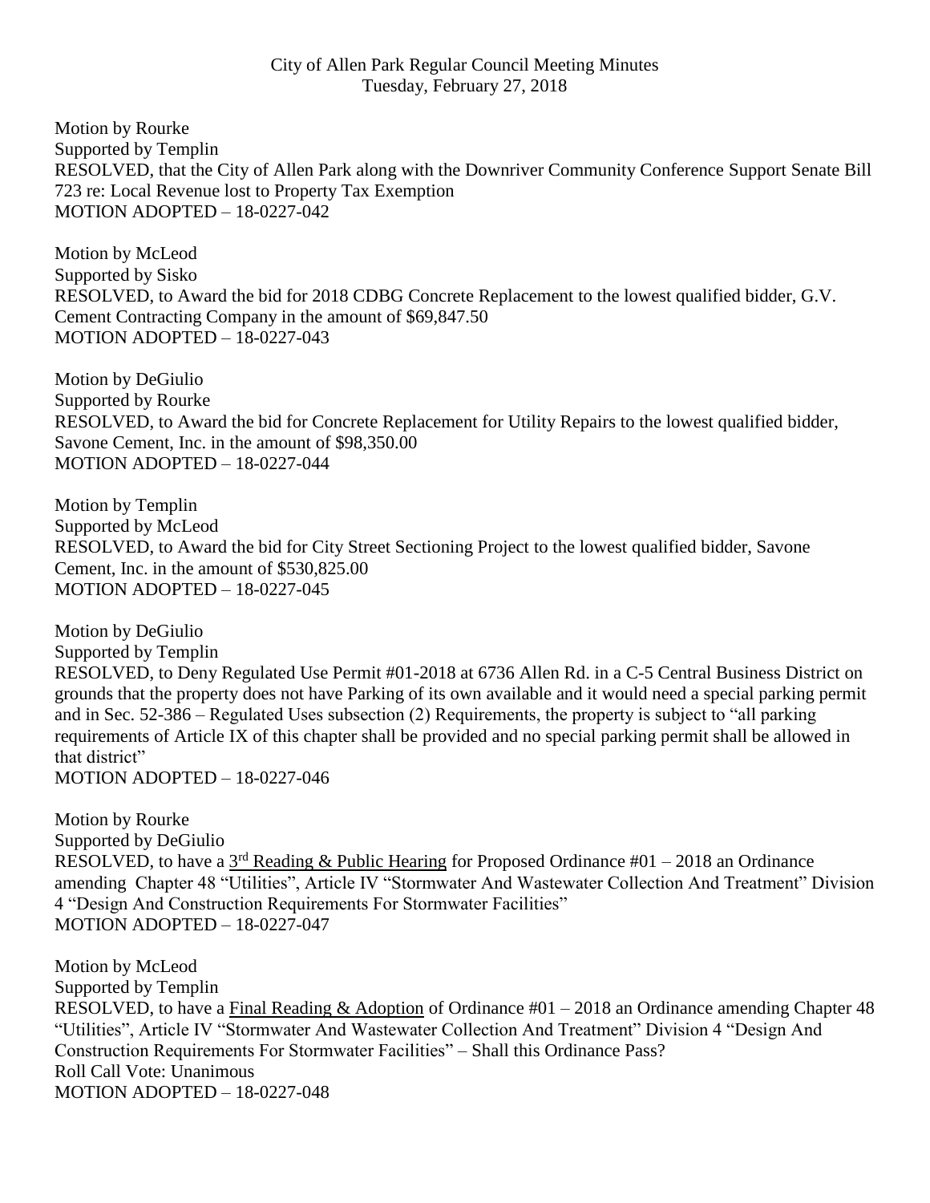City of Allen Park Regular Council Meeting Minutes
Tuesday, February 27, 2018

Motion by Rourke
Supported by Templin
RESOLVED, that the City of Allen Park along with the Downriver Community Conference Support Senate Bill 723 re: Local Revenue lost to Property Tax Exemption
MOTION ADOPTED – 18-0227-042

Motion by McLeod
Supported by Sisko
RESOLVED, to Award the bid for 2018 CDBG Concrete Replacement to the lowest qualified bidder, G.V. Cement Contracting Company in the amount of $69,847.50
MOTION ADOPTED – 18-0227-043

Motion by DeGiulio
Supported by Rourke
RESOLVED, to Award the bid for Concrete Replacement for Utility Repairs to the lowest qualified bidder, Savone Cement, Inc. in the amount of $98,350.00
MOTION ADOPTED – 18-0227-044

Motion by Templin
Supported by McLeod
RESOLVED, to Award the bid for City Street Sectioning Project to the lowest qualified bidder, Savone Cement, Inc. in the amount of $530,825.00
MOTION ADOPTED – 18-0227-045

Motion by DeGiulio
Supported by Templin
RESOLVED, to Deny Regulated Use Permit #01-2018 at 6736 Allen Rd. in a C-5 Central Business District on grounds that the property does not have Parking of its own available and it would need a special parking permit and in Sec. 52-386 – Regulated Uses subsection (2) Requirements, the property is subject to "all parking requirements of Article IX of this chapter shall be provided and no special parking permit shall be allowed in that district"
MOTION ADOPTED – 18-0227-046

Motion by Rourke
Supported by DeGiulio
RESOLVED, to have a 3rd Reading & Public Hearing for Proposed Ordinance #01 – 2018 an Ordinance amending Chapter 48 "Utilities", Article IV "Stormwater And Wastewater Collection And Treatment" Division 4 "Design And Construction Requirements For Stormwater Facilities"
MOTION ADOPTED – 18-0227-047

Motion by McLeod
Supported by Templin
RESOLVED, to have a Final Reading & Adoption of Ordinance #01 – 2018 an Ordinance amending Chapter 48 "Utilities", Article IV "Stormwater And Wastewater Collection And Treatment" Division 4 "Design And Construction Requirements For Stormwater Facilities" – Shall this Ordinance Pass?
Roll Call Vote: Unanimous
MOTION ADOPTED – 18-0227-048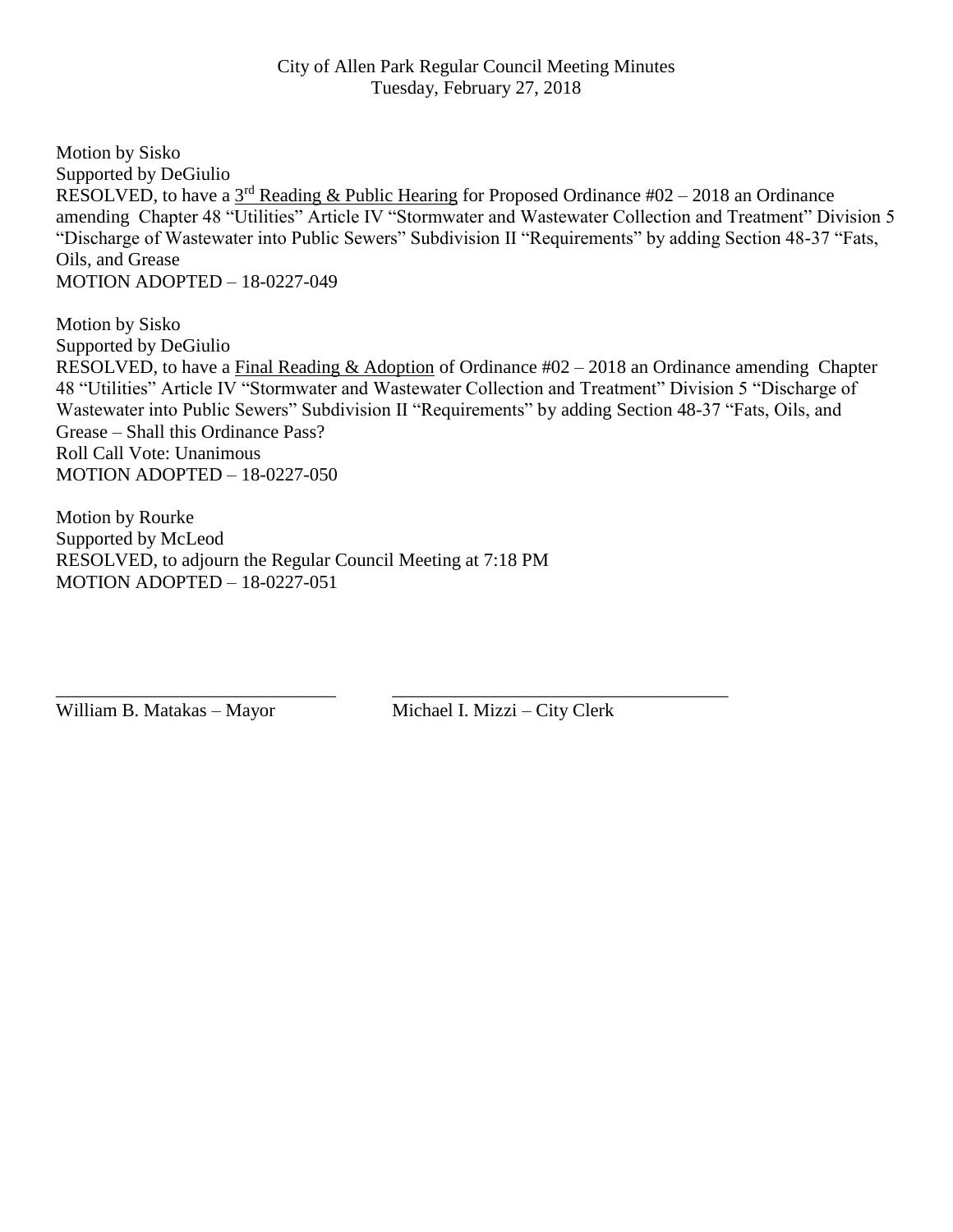City of Allen Park Regular Council Meeting Minutes
Tuesday, February 27, 2018

Motion by Sisko
Supported by DeGiulio
RESOLVED, to have a 3rd Reading & Public Hearing for Proposed Ordinance #02 – 2018 an Ordinance amending Chapter 48 "Utilities" Article IV "Stormwater and Wastewater Collection and Treatment" Division 5 "Discharge of Wastewater into Public Sewers" Subdivision II "Requirements" by adding Section 48-37 "Fats, Oils, and Grease
MOTION ADOPTED – 18-0227-049

Motion by Sisko
Supported by DeGiulio
RESOLVED, to have a Final Reading & Adoption of Ordinance #02 – 2018 an Ordinance amending Chapter 48 "Utilities" Article IV "Stormwater and Wastewater Collection and Treatment" Division 5 "Discharge of Wastewater into Public Sewers" Subdivision II "Requirements" by adding Section 48-37 "Fats, Oils, and Grease – Shall this Ordinance Pass?
Roll Call Vote: Unanimous
MOTION ADOPTED – 18-0227-050

Motion by Rourke
Supported by McLeod
RESOLVED, to adjourn the Regular Council Meeting at 7:18 PM
MOTION ADOPTED – 18-0227-051

_____________________________ _________________________________

William B. Matakas – Mayor Michael I. Mizzi – City Clerk